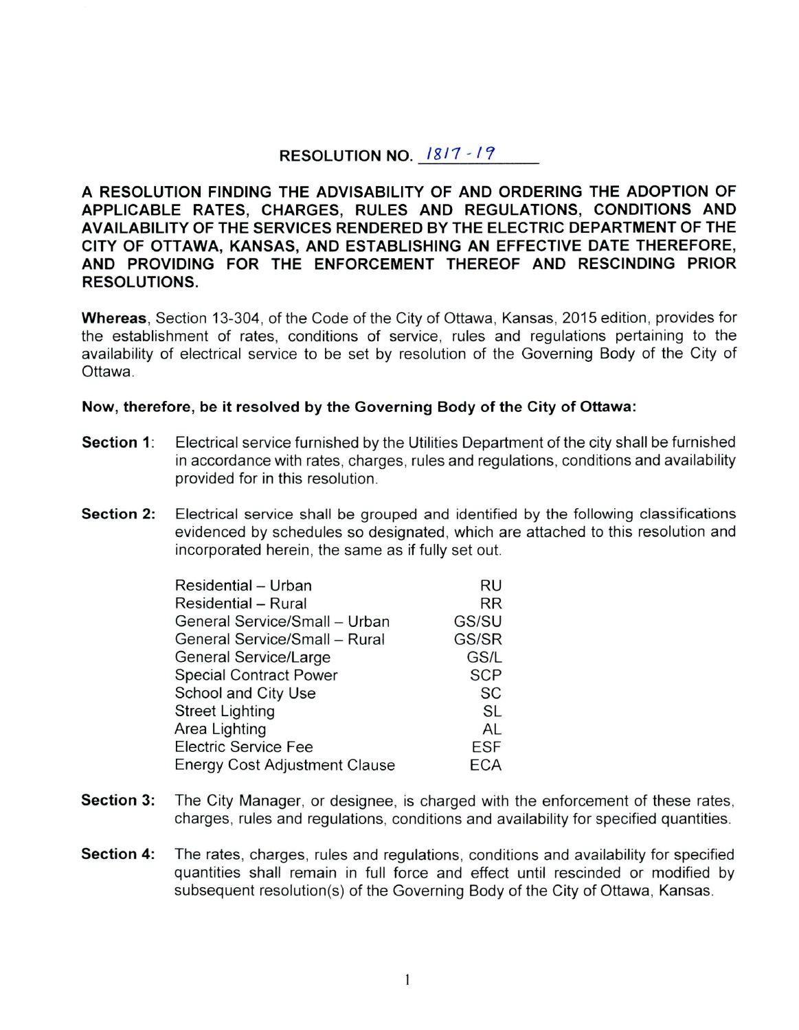# RESOLUTION NO. 1817-19

**A RESOLUTION FINDING THE ADVISABILITY OF AND ORDERING THE ADOPTION OF APPLICABLE RATES, CHARGES, RULES AND REGULATIONS, CONDITIONS AND AVAILABILITY OF THE SERVICES RENDERED BY THE ELECTRIC DEPARTMENT OF THE CITY OF OTTAWA, KANSAS, AND ESTABLISHING AN EFFECTIVE DATE THEREFORE, AND PROVIDING FOR THE ENFORCEMENT THEREOF AND RESCINDING PRIOR RESOLUTIONS.**

**Whereas**, Section 13-304, of the Code of the City of Ottawa, Kansas, 2015 edition, provides for the establishment of rates, conditions of service, rules and regulations pertaining to the availability of electrical service to be set by resolution of the Governing Body of the City of Ottawa.

**Now, therefore, be it resolved by the Governing Body of the City of Ottawa:**

**Section 1:** Electrical service furnished by the Utilities Department of the city shall be furnished in accordance with rates, charges, rules and regulations, conditions and availability provided for in this resolution.

**Section 2:** Electrical service shall be grouped and identified by the following classifications evidenced by schedules so designated, which are attached to this resolution and incorporated herein, the same as if fully set out.

| | |
|---|---|
| Residential – Urban | RU |
| Residential – Rural | RR |
| General Service/Small – Urban | GS/SU |
| General Service/Small – Rural | GS/SR |
| General Service/Large | GS/L |
| Special Contract Power | SCP |
| School and City Use | SC |
| Street Lighting | SL |
| Area Lighting | AL |
| Electric Service Fee | ESF |
| Energy Cost Adjustment Clause | ECA |

**Section 3:** The City Manager, or designee, is charged with the enforcement of these rates, charges, rules and regulations, conditions and availability for specified quantities.

**Section 4:** The rates, charges, rules and regulations, conditions and availability for specified quantities shall remain in full force and effect until rescinded or modified by subsequent resolution(s) of the Governing Body of the City of Ottawa, Kansas.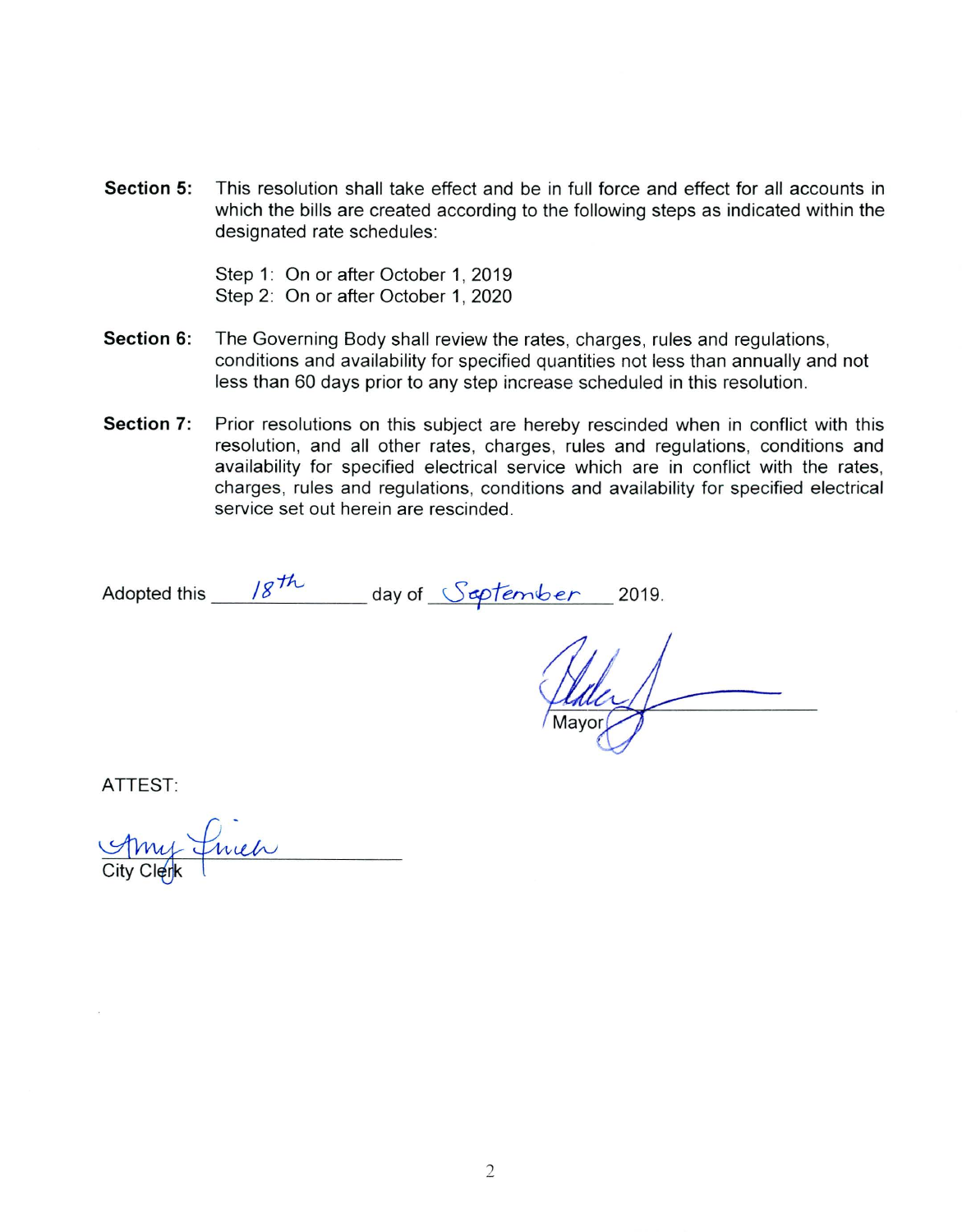**Section 5:** This resolution shall take effect and be in full force and effect for all accounts in which the bills are created according to the following steps as indicated within the designated rate schedules:

Step 1: On or after October 1, 2019
Step 2: On or after October 1, 2020

**Section 6:** The Governing Body shall review the rates, charges, rules and regulations, conditions and availability for specified quantities not less than annually and not less than 60 days prior to any step increase scheduled in this resolution.

**Section 7:** Prior resolutions on this subject are hereby rescinded when in conflict with this resolution, and all other rates, charges, rules and regulations, conditions and availability for specified electrical service which are in conflict with the rates, charges, rules and regulations, conditions and availability for specified electrical service set out herein are rescinded.

Adopted this 18th day of September 2019.

Mayor

ATTEST:

City Clerk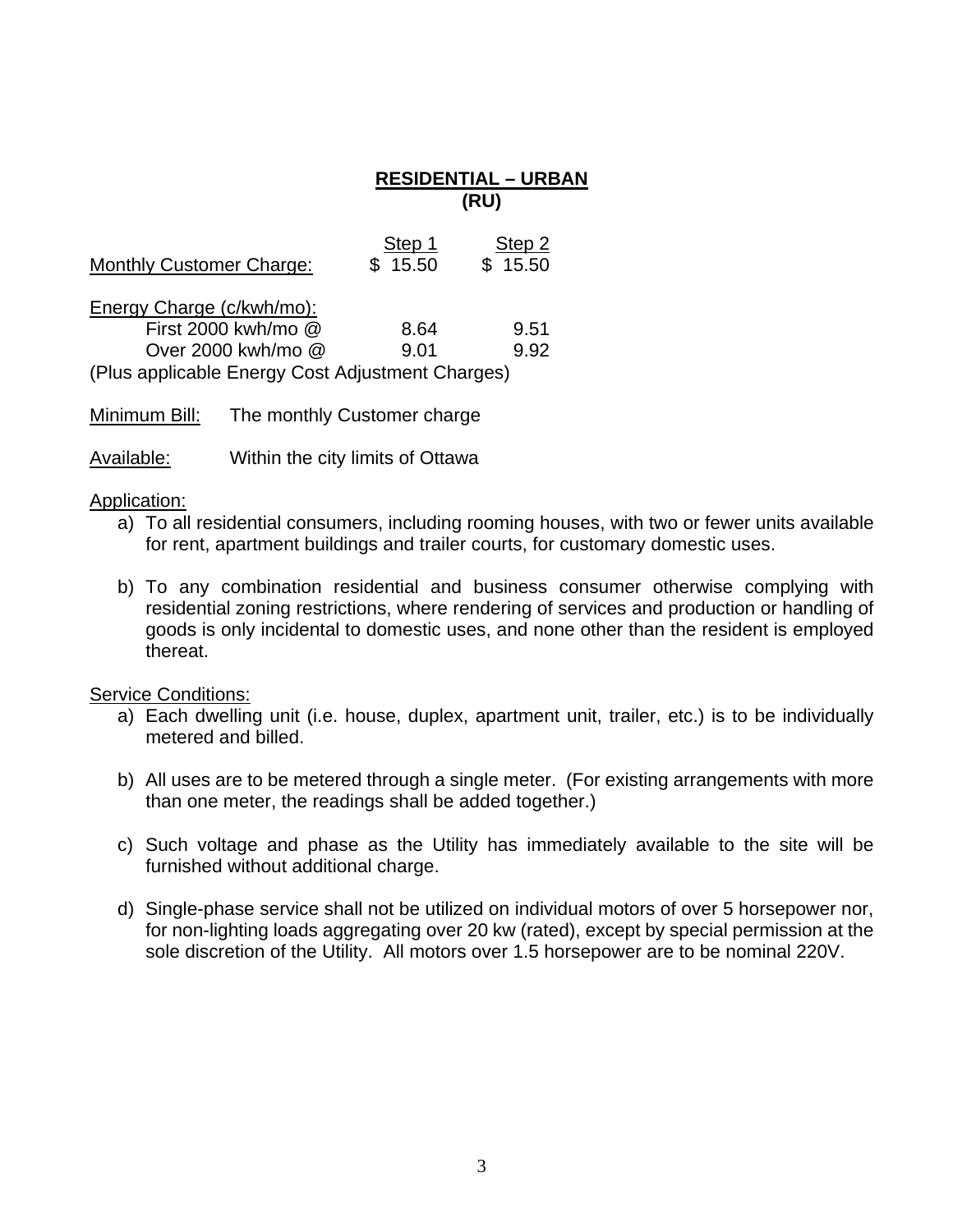## RESIDENTIAL – URBAN
## (RU)

| | Step 1 | Step 2 |
|---|---|---|
| Monthly Customer Charge: | $ 15.50 | $ 15.50 |
| Energy Charge (c/kwh/mo): | | |
| First 2000 kwh/mo @ | 8.64 | 9.51 |
| Over 2000 kwh/mo @ | 9.01 | 9.92 |

(Plus applicable Energy Cost Adjustment Charges)

Minimum Bill: The monthly Customer charge

Available: Within the city limits of Ottawa

Application:

a) To all residential consumers, including rooming houses, with two or fewer units available for rent, apartment buildings and trailer courts, for customary domestic uses.

b) To any combination residential and business consumer otherwise complying with residential zoning restrictions, where rendering of services and production or handling of goods is only incidental to domestic uses, and none other than the resident is employed thereat.

Service Conditions:

a) Each dwelling unit (i.e. house, duplex, apartment unit, trailer, etc.) is to be individually metered and billed.

b) All uses are to be metered through a single meter. (For existing arrangements with more than one meter, the readings shall be added together.)

c) Such voltage and phase as the Utility has immediately available to the site will be furnished without additional charge.

d) Single-phase service shall not be utilized on individual motors of over 5 horsepower nor, for non-lighting loads aggregating over 20 kw (rated), except by special permission at the sole discretion of the Utility. All motors over 1.5 horsepower are to be nominal 220V.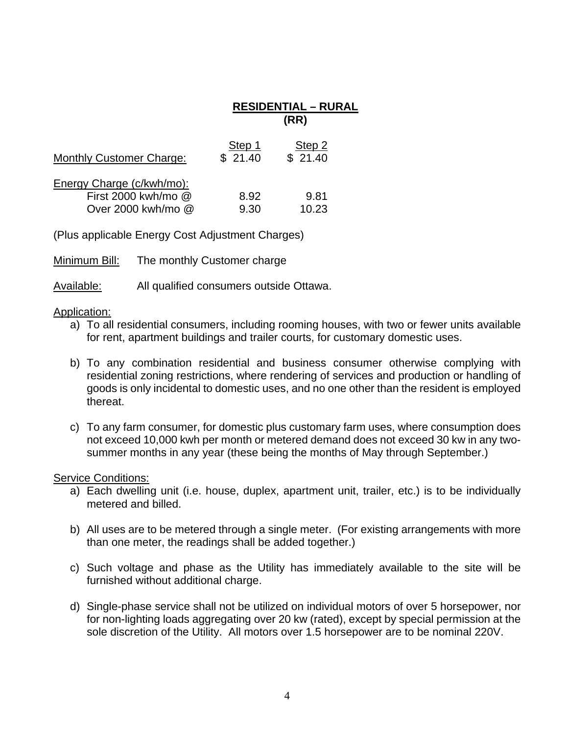# RESIDENTIAL – RURAL
## (RR)

| | Step 1 | Step 2 |
|---|---|---|
| Monthly Customer Charge: | $ 21.40 | $ 21.40 |
| Energy Charge (c/kwh/mo): | | |
| First 2000 kwh/mo @ | 8.92 | 9.81 |
| Over 2000 kwh/mo @ | 9.30 | 10.23 |

(Plus applicable Energy Cost Adjustment Charges)

Minimum Bill: The monthly Customer charge

Available: All qualified consumers outside Ottawa.

Application:

a) To all residential consumers, including rooming houses, with two or fewer units available for rent, apartment buildings and trailer courts, for customary domestic uses.

b) To any combination residential and business consumer otherwise complying with residential zoning restrictions, where rendering of services and production or handling of goods is only incidental to domestic uses, and no one other than the resident is employed thereat.

c) To any farm consumer, for domestic plus customary farm uses, where consumption does not exceed 10,000 kwh per month or metered demand does not exceed 30 kw in any two-summer months in any year (these being the months of May through September.)

Service Conditions:

a) Each dwelling unit (i.e. house, duplex, apartment unit, trailer, etc.) is to be individually metered and billed.

b) All uses are to be metered through a single meter. (For existing arrangements with more than one meter, the readings shall be added together.)

c) Such voltage and phase as the Utility has immediately available to the site will be furnished without additional charge.

d) Single-phase service shall not be utilized on individual motors of over 5 horsepower, nor for non-lighting loads aggregating over 20 kw (rated), except by special permission at the sole discretion of the Utility. All motors over 1.5 horsepower are to be nominal 220V.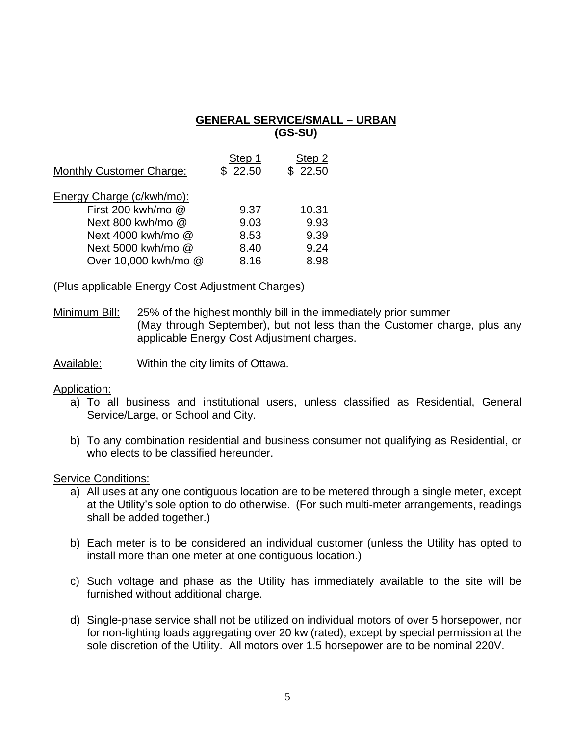## GENERAL SERVICE/SMALL – URBAN (GS-SU)

| | Step 1 | Step 2 |
|---|---|---|
| Monthly Customer Charge: | $ 22.50 | $ 22.50 |
| Energy Charge (c/kwh/mo): | | |
| First 200 kwh/mo @ | 9.37 | 10.31 |
| Next 800 kwh/mo @ | 9.03 | 9.93 |
| Next 4000 kwh/mo @ | 8.53 | 9.39 |
| Next 5000 kwh/mo @ | 8.40 | 9.24 |
| Over 10,000 kwh/mo @ | 8.16 | 8.98 |

(Plus applicable Energy Cost Adjustment Charges)

Minimum Bill: 25% of the highest monthly bill in the immediately prior summer (May through September), but not less than the Customer charge, plus any applicable Energy Cost Adjustment charges.

Available: Within the city limits of Ottawa.

Application:

a) To all business and institutional users, unless classified as Residential, General Service/Large, or School and City.

b) To any combination residential and business consumer not qualifying as Residential, or who elects to be classified hereunder.

Service Conditions:

a) All uses at any one contiguous location are to be metered through a single meter, except at the Utility's sole option to do otherwise. (For such multi-meter arrangements, readings shall be added together.)

b) Each meter is to be considered an individual customer (unless the Utility has opted to install more than one meter at one contiguous location.)

c) Such voltage and phase as the Utility has immediately available to the site will be furnished without additional charge.

d) Single-phase service shall not be utilized on individual motors of over 5 horsepower, nor for non-lighting loads aggregating over 20 kw (rated), except by special permission at the sole discretion of the Utility. All motors over 1.5 horsepower are to be nominal 220V.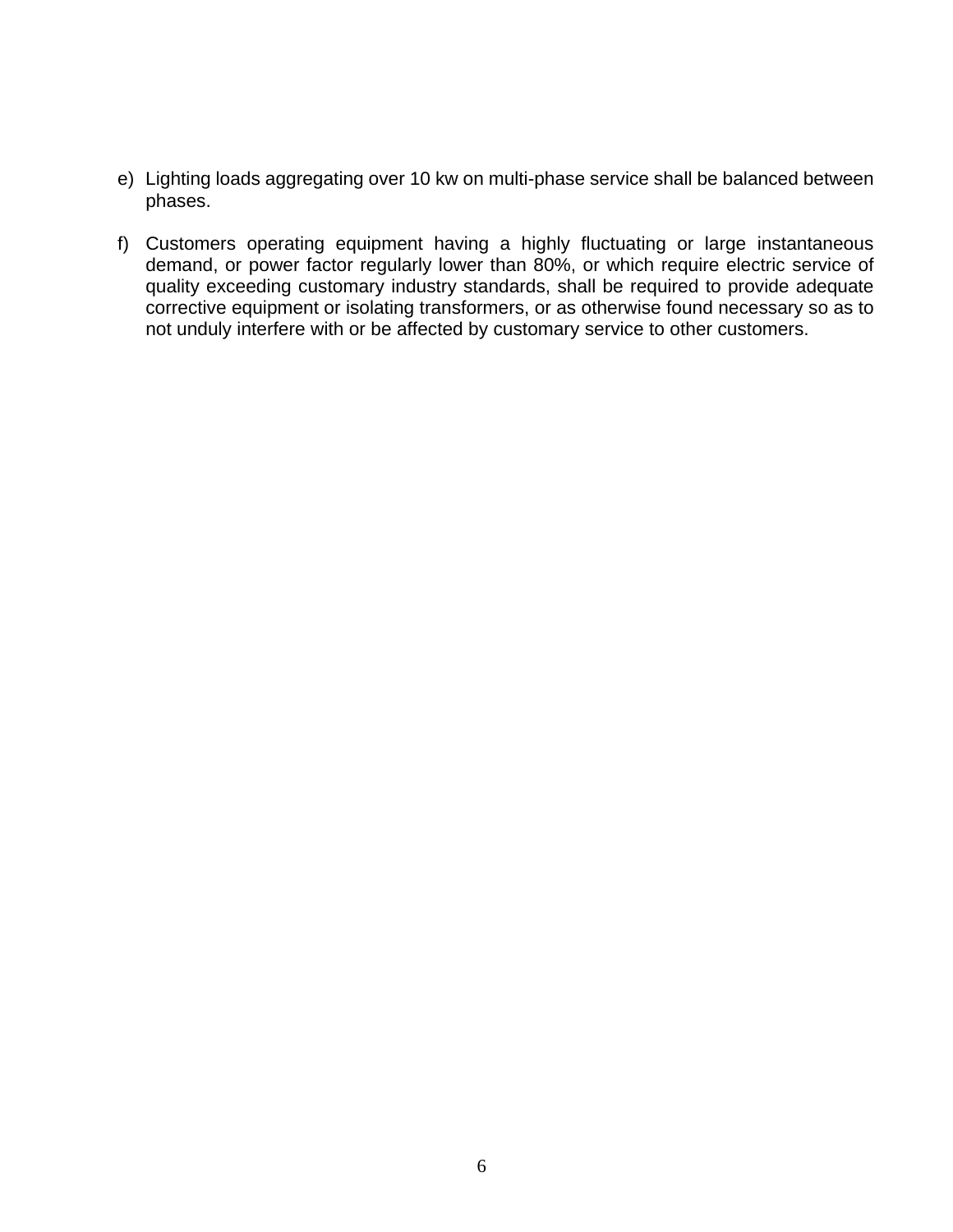e) Lighting loads aggregating over 10 kw on multi-phase service shall be balanced between phases.

f) Customers operating equipment having a highly fluctuating or large instantaneous demand, or power factor regularly lower than 80%, or which require electric service of quality exceeding customary industry standards, shall be required to provide adequate corrective equipment or isolating transformers, or as otherwise found necessary so as to not unduly interfere with or be affected by customary service to other customers.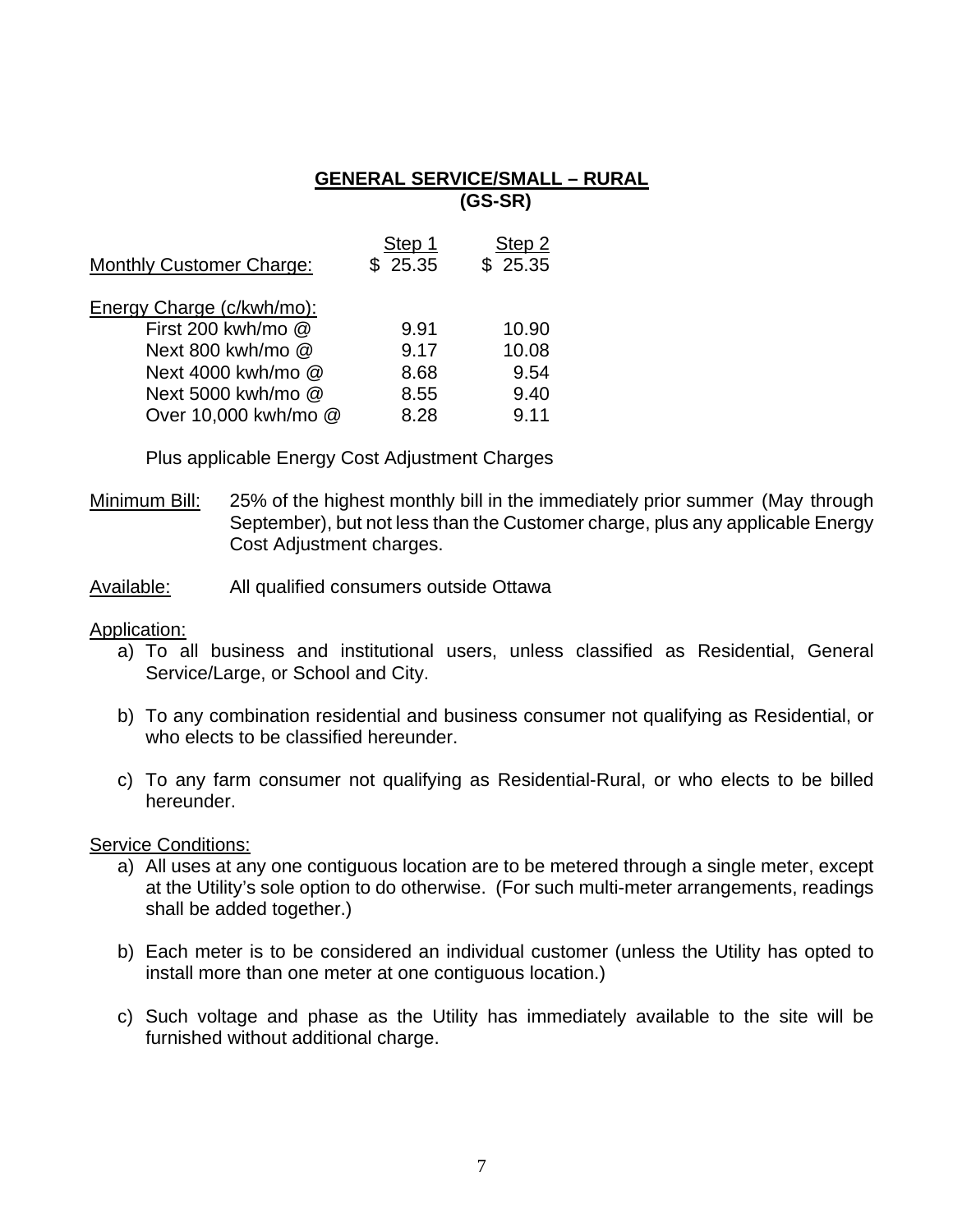## GENERAL SERVICE/SMALL – RURAL
## (GS-SR)

| | Step 1 | Step 2 |
|---|---|---|
| Monthly Customer Charge: | $ 25.35 | $ 25.35 |
| Energy Charge (c/kwh/mo): | | |
| First 200 kwh/mo @ | 9.91 | 10.90 |
| Next 800 kwh/mo @ | 9.17 | 10.08 |
| Next 4000 kwh/mo @ | 8.68 | 9.54 |
| Next 5000 kwh/mo @ | 8.55 | 9.40 |
| Over 10,000 kwh/mo @ | 8.28 | 9.11 |

Plus applicable Energy Cost Adjustment Charges

Minimum Bill: 25% of the highest monthly bill in the immediately prior summer (May through September), but not less than the Customer charge, plus any applicable Energy Cost Adjustment charges.

Available: All qualified consumers outside Ottawa

Application:

a) To all business and institutional users, unless classified as Residential, General Service/Large, or School and City.

b) To any combination residential and business consumer not qualifying as Residential, or who elects to be classified hereunder.

c) To any farm consumer not qualifying as Residential-Rural, or who elects to be billed hereunder.

Service Conditions:

a) All uses at any one contiguous location are to be metered through a single meter, except at the Utility's sole option to do otherwise. (For such multi-meter arrangements, readings shall be added together.)

b) Each meter is to be considered an individual customer (unless the Utility has opted to install more than one meter at one contiguous location.)

c) Such voltage and phase as the Utility has immediately available to the site will be furnished without additional charge.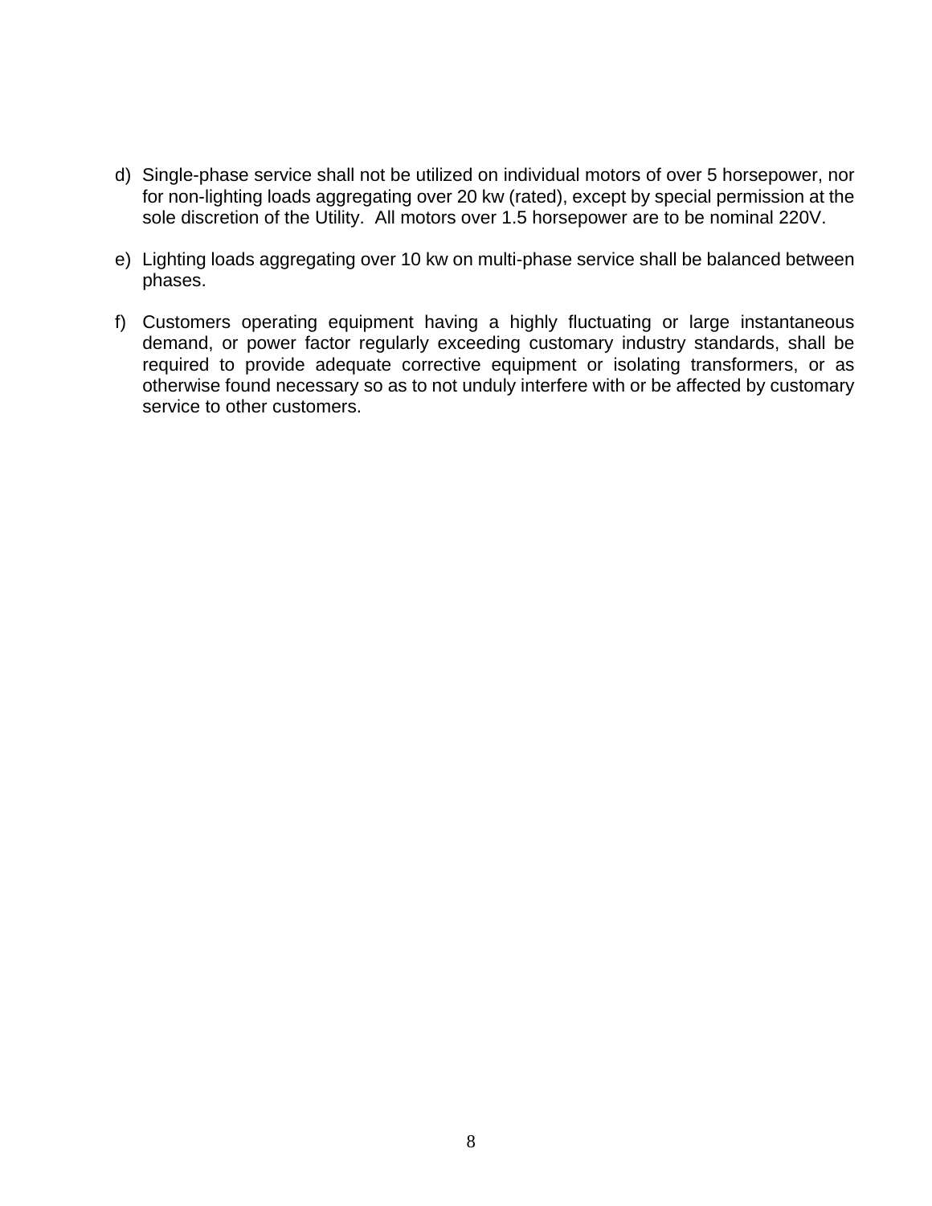d) Single-phase service shall not be utilized on individual motors of over 5 horsepower, nor for non-lighting loads aggregating over 20 kw (rated), except by special permission at the sole discretion of the Utility.  All motors over 1.5 horsepower are to be nominal 220V.

e) Lighting loads aggregating over 10 kw on multi-phase service shall be balanced between phases.

f) Customers operating equipment having a highly fluctuating or large instantaneous demand, or power factor regularly exceeding customary industry standards, shall be required to provide adequate corrective equipment or isolating transformers, or as otherwise found necessary so as to not unduly interfere with or be affected by customary service to other customers.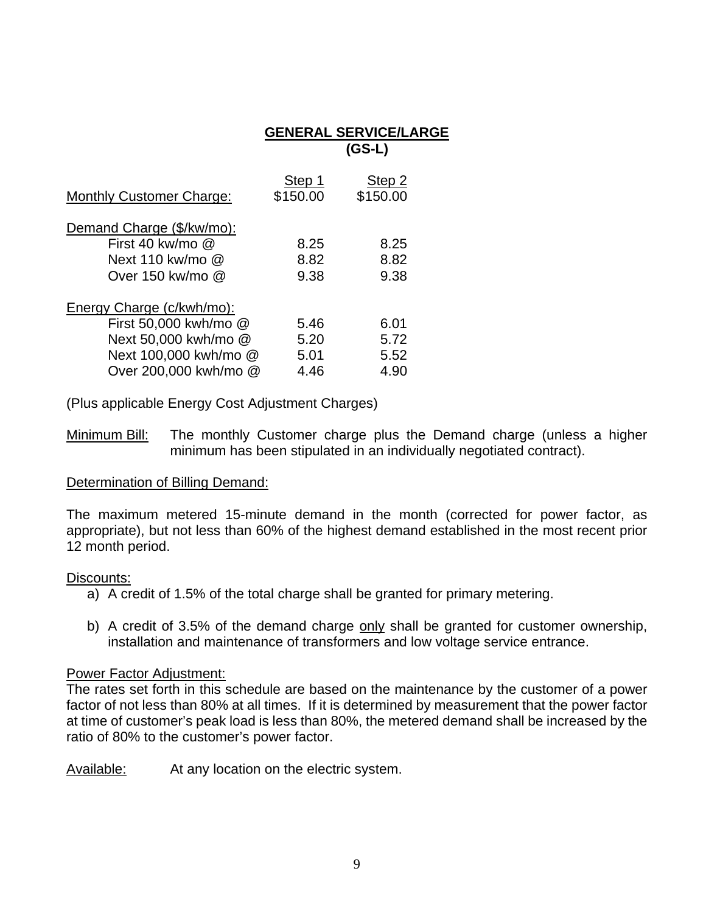## GENERAL SERVICE/LARGE
## (GS-L)

| | Step 1 | Step 2 |
|---|---|---|
| Monthly Customer Charge: | $150.00 | $150.00 |
| Demand Charge ($/kw/mo): | | |
| First 40 kw/mo @ | 8.25 | 8.25 |
| Next 110 kw/mo @ | 8.82 | 8.82 |
| Over 150 kw/mo @ | 9.38 | 9.38 |
| Energy Charge (c/kwh/mo): | | |
| First 50,000 kwh/mo @ | 5.46 | 6.01 |
| Next 50,000 kwh/mo @ | 5.20 | 5.72 |
| Next 100,000 kwh/mo @ | 5.01 | 5.52 |
| Over 200,000 kwh/mo @ | 4.46 | 4.90 |

(Plus applicable Energy Cost Adjustment Charges)

Minimum Bill: The monthly Customer charge plus the Demand charge (unless a higher minimum has been stipulated in an individually negotiated contract).

Determination of Billing Demand:

The maximum metered 15-minute demand in the month (corrected for power factor, as appropriate), but not less than 60% of the highest demand established in the most recent prior 12 month period.

Discounts:

a) A credit of 1.5% of the total charge shall be granted for primary metering.

b) A credit of 3.5% of the demand charge only shall be granted for customer ownership, installation and maintenance of transformers and low voltage service entrance.

Power Factor Adjustment:
The rates set forth in this schedule are based on the maintenance by the customer of a power factor of not less than 80% at all times. If it is determined by measurement that the power factor at time of customer's peak load is less than 80%, the metered demand shall be increased by the ratio of 80% to the customer's power factor.

Available: At any location on the electric system.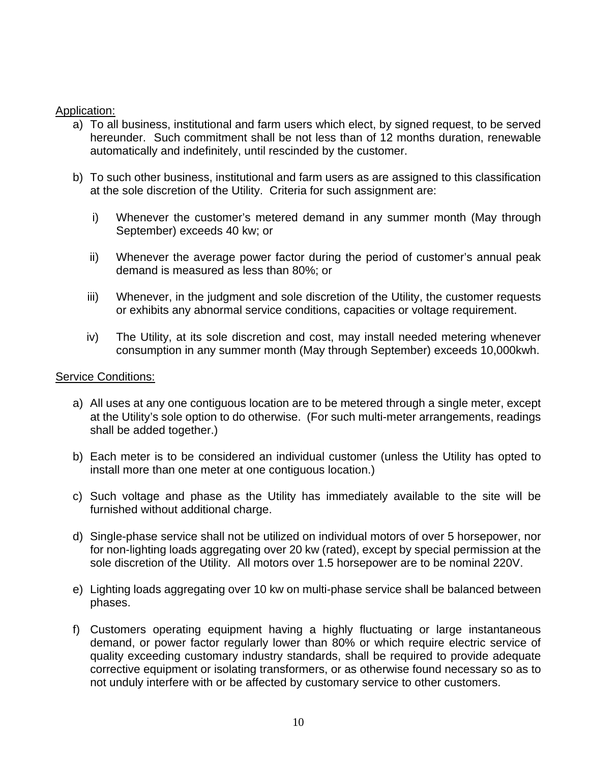Application:

a) To all business, institutional and farm users which elect, by signed request, to be served hereunder. Such commitment shall be not less than of 12 months duration, renewable automatically and indefinitely, until rescinded by the customer.

b) To such other business, institutional and farm users as are assigned to this classification at the sole discretion of the Utility. Criteria for such assignment are:

   i) Whenever the customer's metered demand in any summer month (May through September) exceeds 40 kw; or

   ii) Whenever the average power factor during the period of customer's annual peak demand is measured as less than 80%; or

   iii) Whenever, in the judgment and sole discretion of the Utility, the customer requests or exhibits any abnormal service conditions, capacities or voltage requirement.

   iv) The Utility, at its sole discretion and cost, may install needed metering whenever consumption in any summer month (May through September) exceeds 10,000kwh.

Service Conditions:

a) All uses at any one contiguous location are to be metered through a single meter, except at the Utility's sole option to do otherwise. (For such multi-meter arrangements, readings shall be added together.)

b) Each meter is to be considered an individual customer (unless the Utility has opted to install more than one meter at one contiguous location.)

c) Such voltage and phase as the Utility has immediately available to the site will be furnished without additional charge.

d) Single-phase service shall not be utilized on individual motors of over 5 horsepower, nor for non-lighting loads aggregating over 20 kw (rated), except by special permission at the sole discretion of the Utility. All motors over 1.5 horsepower are to be nominal 220V.

e) Lighting loads aggregating over 10 kw on multi-phase service shall be balanced between phases.

f) Customers operating equipment having a highly fluctuating or large instantaneous demand, or power factor regularly lower than 80% or which require electric service of quality exceeding customary industry standards, shall be required to provide adequate corrective equipment or isolating transformers, or as otherwise found necessary so as to not unduly interfere with or be affected by customary service to other customers.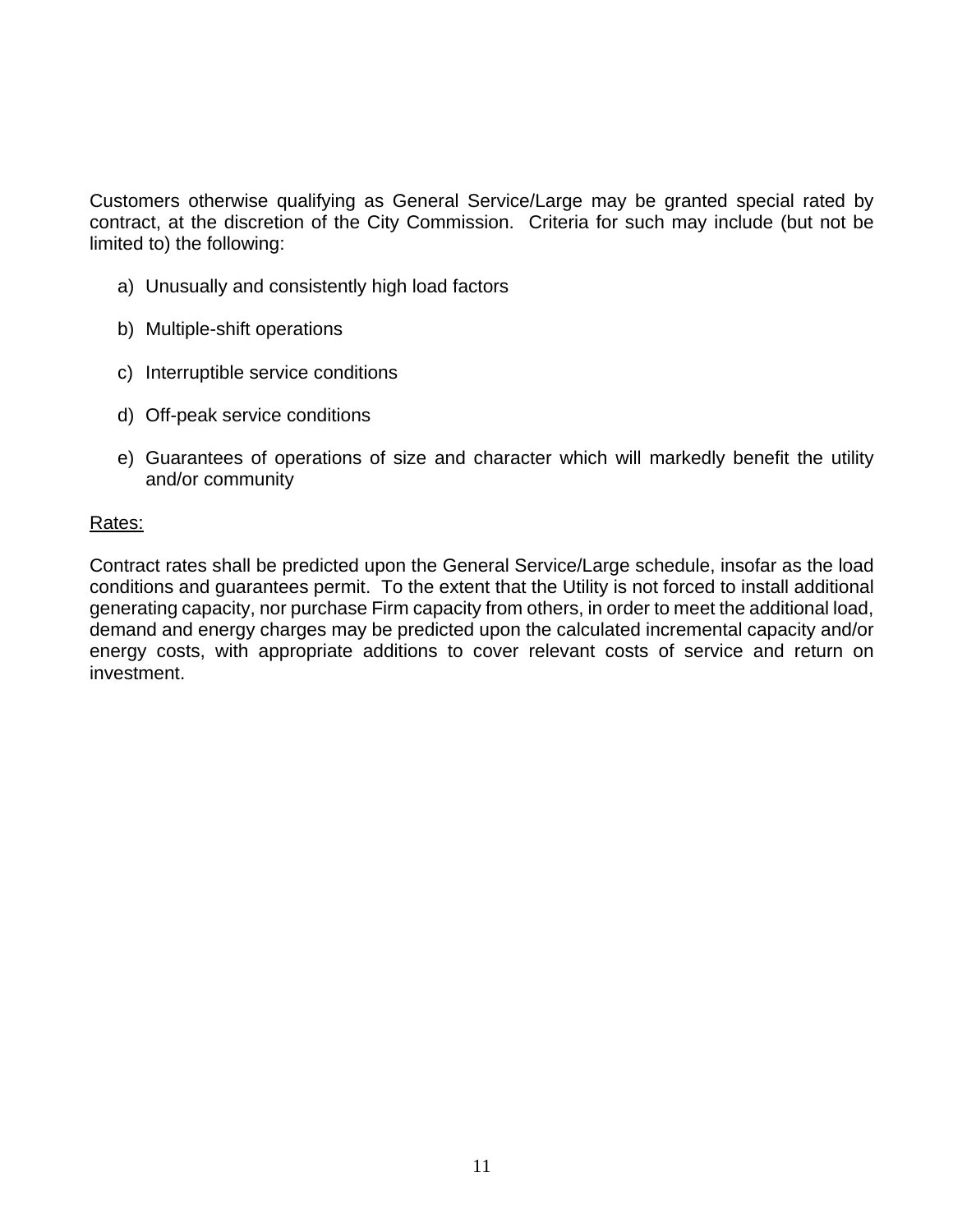Customers otherwise qualifying as General Service/Large may be granted special rated by contract, at the discretion of the City Commission.  Criteria for such may include (but not be limited to) the following:

a) Unusually and consistently high load factors

b) Multiple-shift operations

c) Interruptible service conditions

d) Off-peak service conditions

e) Guarantees of operations of size and character which will markedly benefit the utility and/or community

<u>Rates:</u>

Contract rates shall be predicted upon the General Service/Large schedule, insofar as the load conditions and guarantees permit.  To the extent that the Utility is not forced to install additional generating capacity, nor purchase Firm capacity from others, in order to meet the additional load, demand and energy charges may be predicted upon the calculated incremental capacity and/or energy costs, with appropriate additions to cover relevant costs of service and return on investment.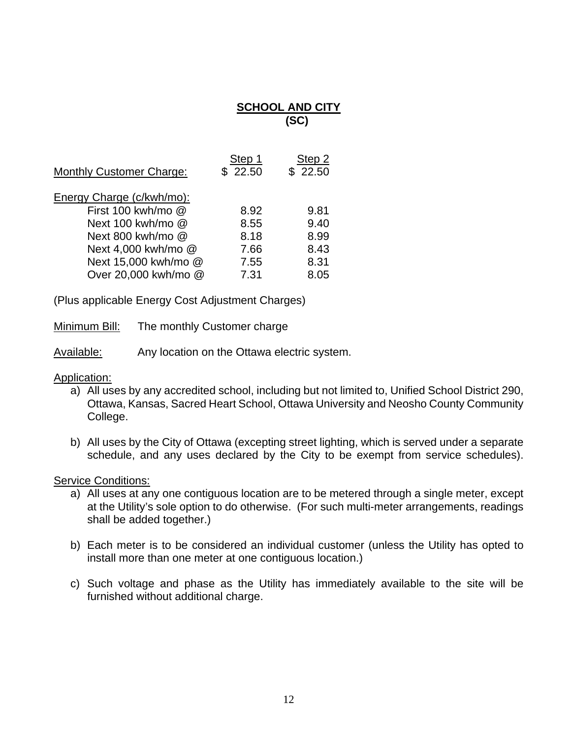# SCHOLL AND CITY

# SCHOOL AND CITY
## (SC)

| | Step 1 | Step 2 |
|---|---|---|
| Monthly Customer Charge: | $ 22.50 | $ 22.50 |
| Energy Charge (c/kwh/mo): | | |
| First 100 kwh/mo @ | 8.92 | 9.81 |
| Next 100 kwh/mo @ | 8.55 | 9.40 |
| Next 800 kwh/mo @ | 8.18 | 8.99 |
| Next 4,000 kwh/mo @ | 7.66 | 8.43 |
| Next 15,000 kwh/mo @ | 7.55 | 8.31 |
| Over 20,000 kwh/mo @ | 7.31 | 8.05 |

(Plus applicable Energy Cost Adjustment Charges)

Minimum Bill: The monthly Customer charge

Available: Any location on the Ottawa electric system.

Application:

a) All uses by any accredited school, including but not limited to, Unified School District 290, Ottawa, Kansas, Sacred Heart School, Ottawa University and Neosho County Community College.

b) All uses by the City of Ottawa (excepting street lighting, which is served under a separate schedule, and any uses declared by the City to be exempt from service schedules).

Service Conditions:

a) All uses at any one contiguous location are to be metered through a single meter, except at the Utility's sole option to do otherwise. (For such multi-meter arrangements, readings shall be added together.)

b) Each meter is to be considered an individual customer (unless the Utility has opted to install more than one meter at one contiguous location.)

c) Such voltage and phase as the Utility has immediately available to the site will be furnished without additional charge.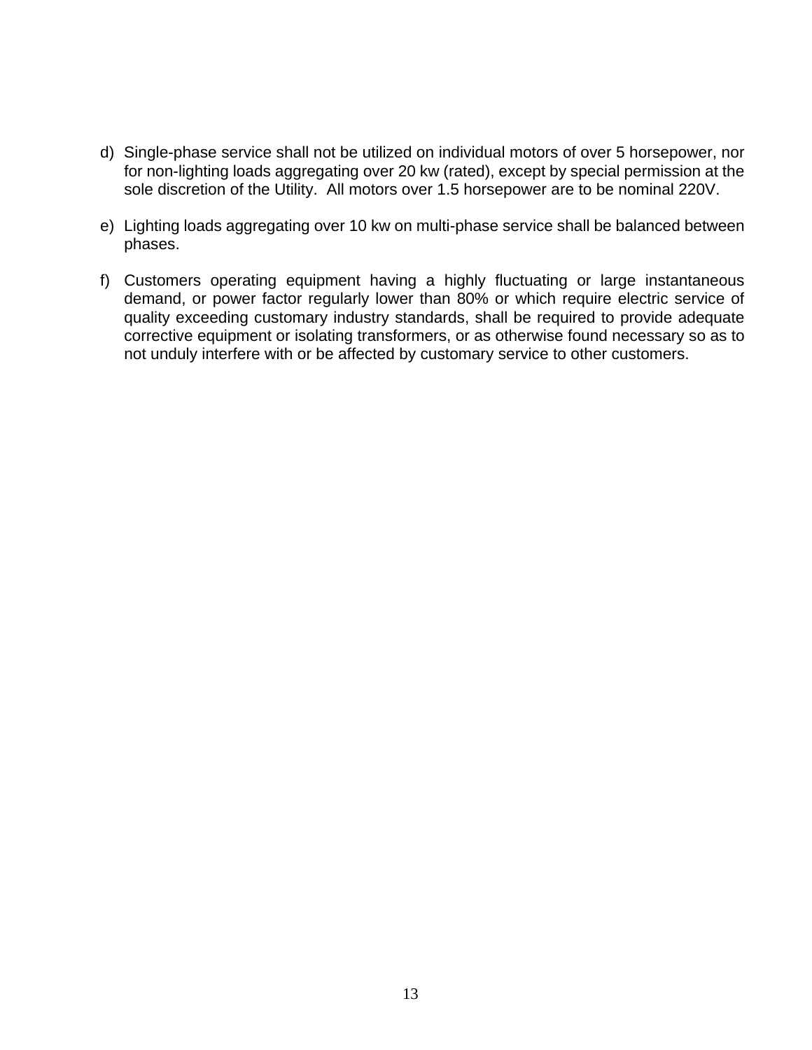d) Single-phase service shall not be utilized on individual motors of over 5 horsepower, nor for non-lighting loads aggregating over 20 kw (rated), except by special permission at the sole discretion of the Utility. All motors over 1.5 horsepower are to be nominal 220V.

e) Lighting loads aggregating over 10 kw on multi-phase service shall be balanced between phases.

f) Customers operating equipment having a highly fluctuating or large instantaneous demand, or power factor regularly lower than 80% or which require electric service of quality exceeding customary industry standards, shall be required to provide adequate corrective equipment or isolating transformers, or as otherwise found necessary so as to not unduly interfere with or be affected by customary service to other customers.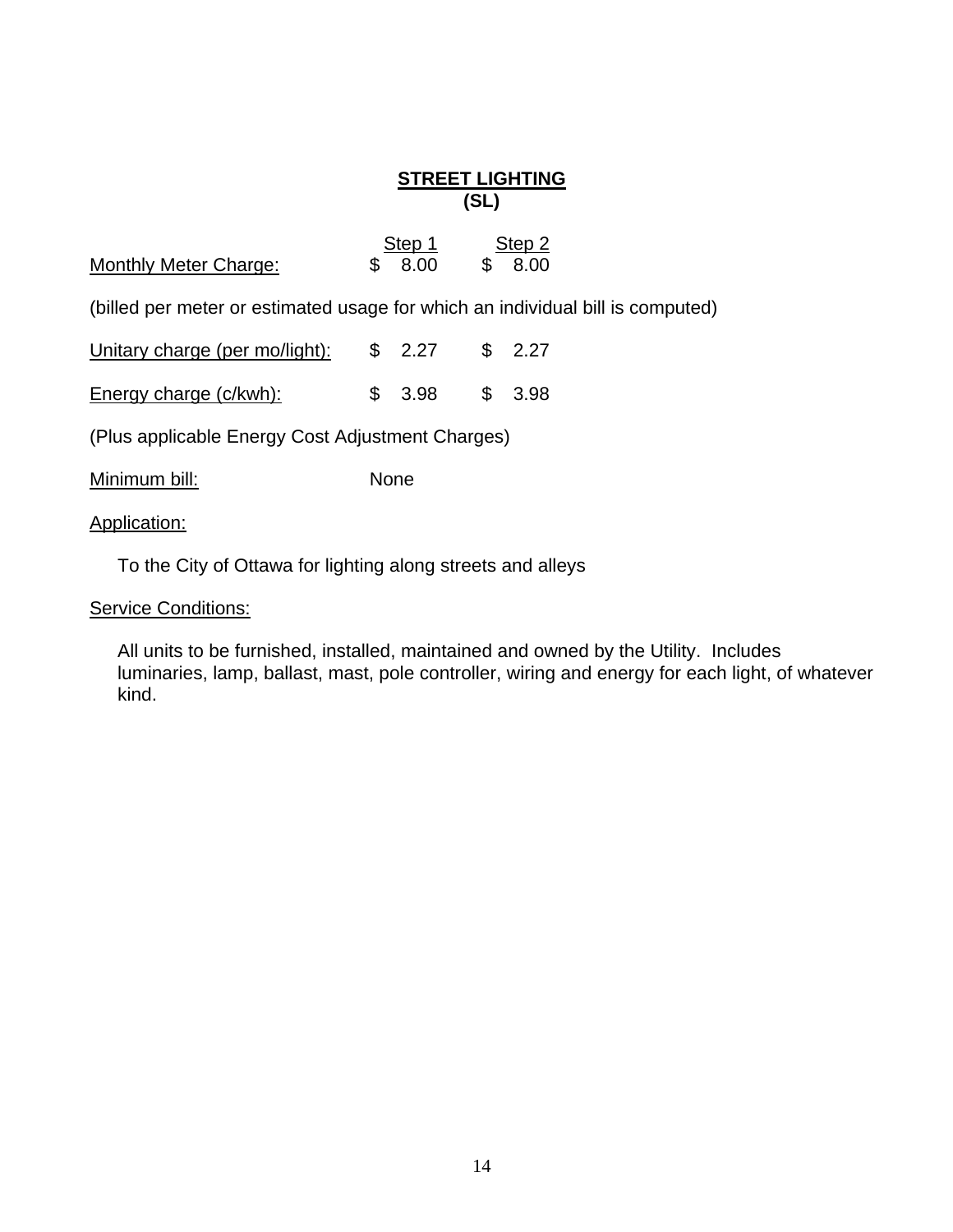## STREET LIGHTING
## (SL)

| | Step 1 | Step 2 |
|---|---|---|
| Monthly Meter Charge: | $ 8.00 | $ 8.00 |

(billed per meter or estimated usage for which an individual bill is computed)

| | | |
|---|---|---|
| Unitary charge (per mo/light): | $ 2.27 | $ 2.27 |
| Energy charge (c/kwh): | $ 3.98 | $ 3.98 |

(Plus applicable Energy Cost Adjustment Charges)

Minimum bill: None

Application:

To the City of Ottawa for lighting along streets and alleys

Service Conditions:

All units to be furnished, installed, maintained and owned by the Utility. Includes luminaries, lamp, ballast, mast, pole controller, wiring and energy for each light, of whatever kind.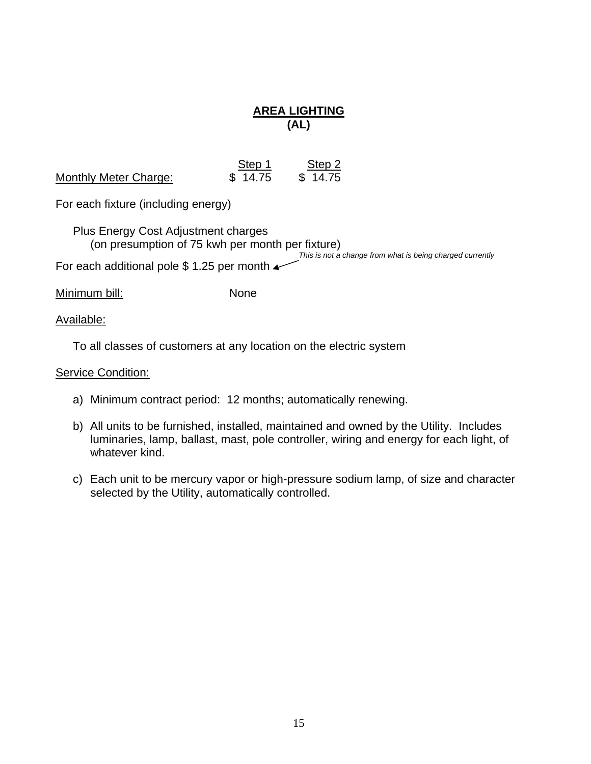# AREA LIGHTING
## (AL)

| | Step 1 | Step 2 |
|---|---|---|
| Monthly Meter Charge: | $ 14.75 | $ 14.75 |

For each fixture (including energy)

Plus Energy Cost Adjustment charges
(on presumption of 75 kwh per month per fixture)

For each additional pole $ 1.25 per month ← *This is not a change from what is being charged currently*

Minimum bill: None

Available:

To all classes of customers at any location on the electric system

Service Condition:

a) Minimum contract period: 12 months; automatically renewing.

b) All units to be furnished, installed, maintained and owned by the Utility. Includes luminaries, lamp, ballast, mast, pole controller, wiring and energy for each light, of whatever kind.

c) Each unit to be mercury vapor or high-pressure sodium lamp, of size and character selected by the Utility, automatically controlled.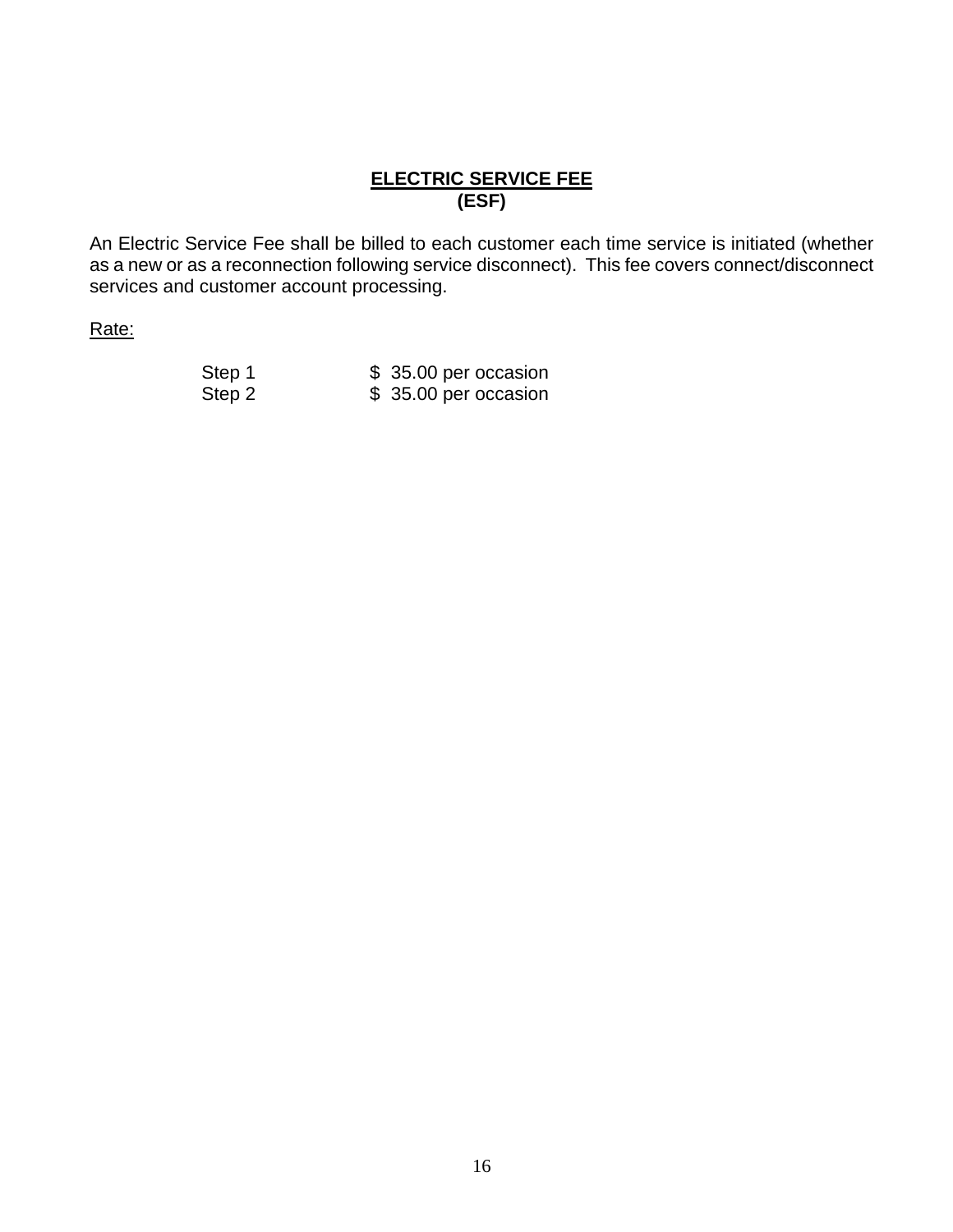# ELECTRIC SERVICE FEE
## (ESF)

An Electric Service Fee shall be billed to each customer each time service is initiated (whether as a new or as a reconnection following service disconnect). This fee covers connect/disconnect services and customer account processing.

Rate:

| | |
|---|---|
| Step 1 | \$ 35.00 per occasion |
| Step 2 | \$ 35.00 per occasion |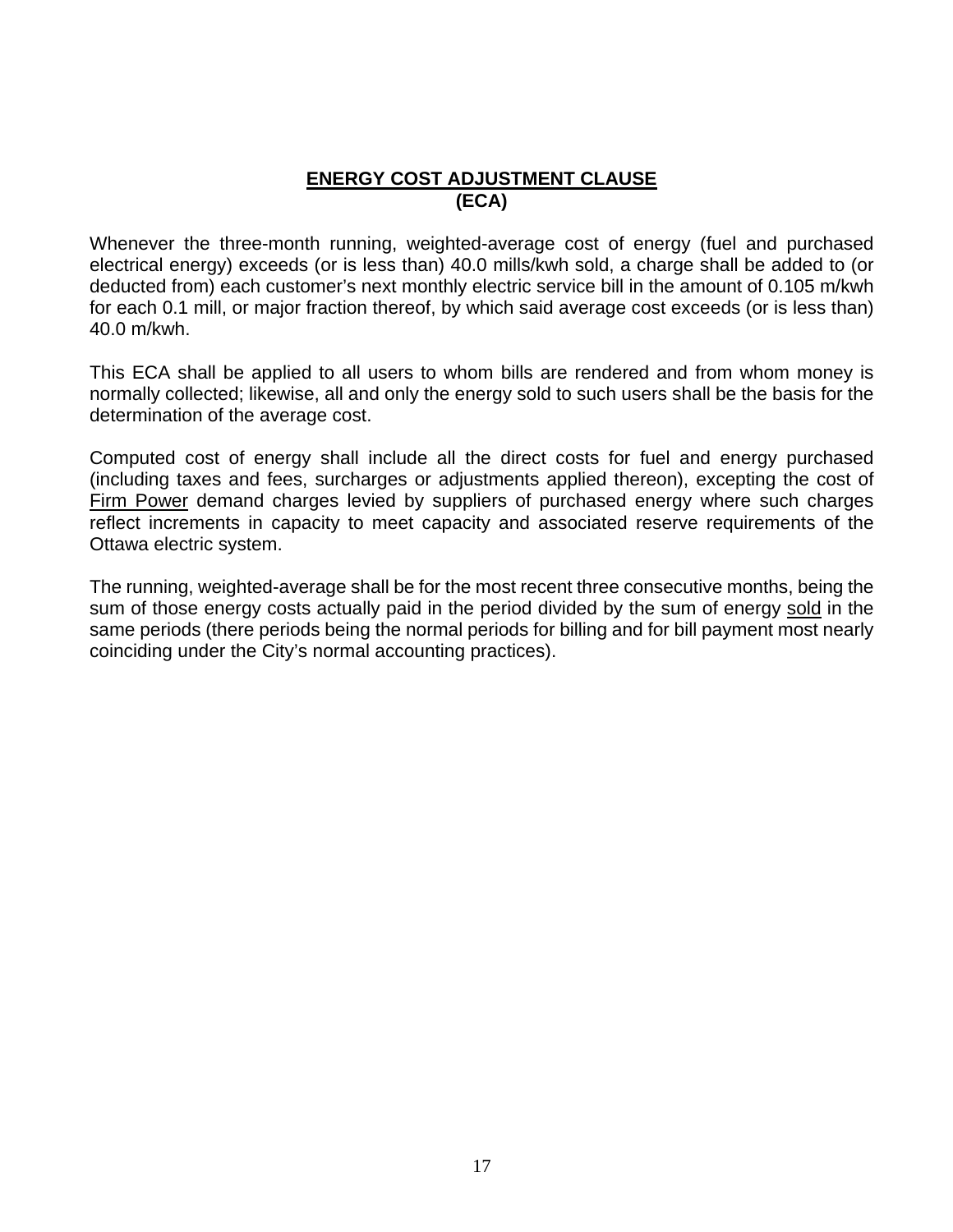# **ENERGY COST ADJUSTMENT CLAUSE**
## **(ECA)**

Whenever the three-month running, weighted-average cost of energy (fuel and purchased electrical energy) exceeds (or is less than) 40.0 mills/kwh sold, a charge shall be added to (or deducted from) each customer's next monthly electric service bill in the amount of 0.105 m/kwh for each 0.1 mill, or major fraction thereof, by which said average cost exceeds (or is less than) 40.0 m/kwh.

This ECA shall be applied to all users to whom bills are rendered and from whom money is normally collected; likewise, all and only the energy sold to such users shall be the basis for the determination of the average cost.

Computed cost of energy shall include all the direct costs for fuel and energy purchased (including taxes and fees, surcharges or adjustments applied thereon), excepting the cost of Firm Power demand charges levied by suppliers of purchased energy where such charges reflect increments in capacity to meet capacity and associated reserve requirements of the Ottawa electric system.

The running, weighted-average shall be for the most recent three consecutive months, being the sum of those energy costs actually paid in the period divided by the sum of energy sold in the same periods (there periods being the normal periods for billing and for bill payment most nearly coinciding under the City's normal accounting practices).